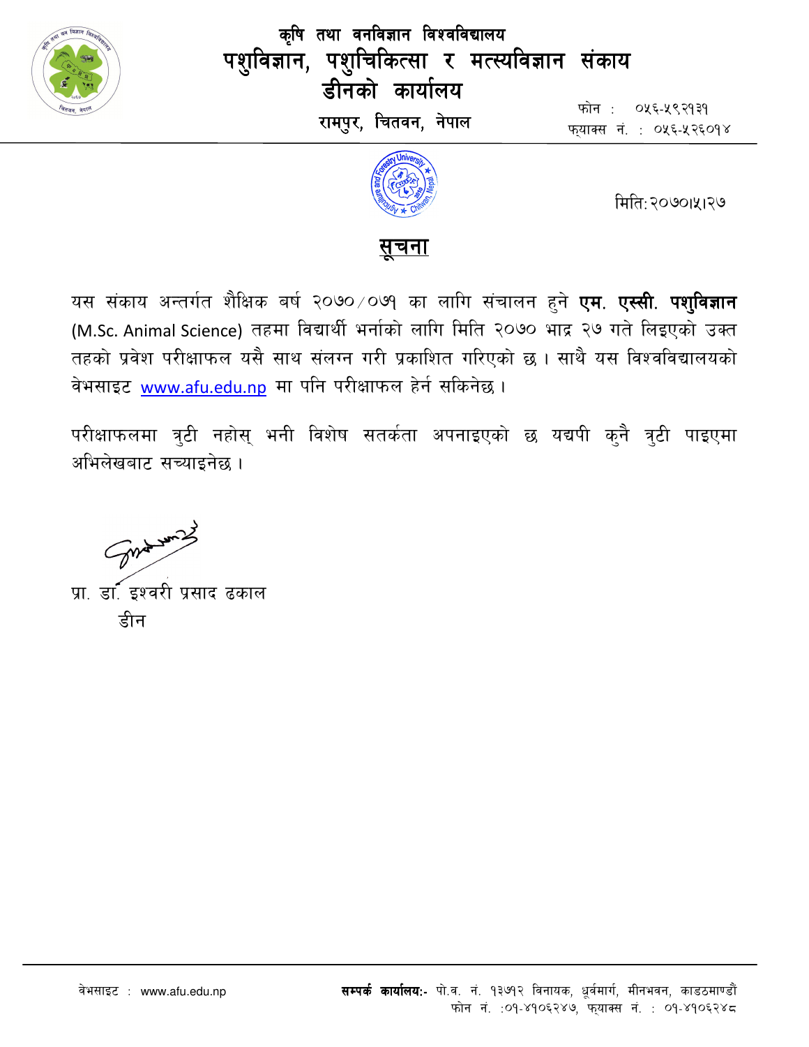# कृषि तथा वनविज्ञान विश्वविद्यालय

# पशुविज्ञान, पशुचिकित्सा र मत्स्यविज्ञान संकाय

## डीनको कार्यालय

**रामपुर, चितवन, नेपाल**

फोन : ०५६-५९२१३१
फ्याक्स नं. : ०५६-५२६०१४

मिति: २०७०।५।२७

## सूचना

यस संकाय अन्तर्गत शैक्षिक बर्ष २०७०/०७१ का लागि संचालन हुने **एम. एस्सी. पशुविज्ञान** (M.Sc. Animal Science) तहमा विद्यार्थी भर्नाको लागि मिति २०७० भाद्र २७ गते लिइएको उक्त तहको प्रवेश परीक्षाफल यसै साथ संलग्न गरी प्रकाशित गरिएको छ । साथै यस विश्वविद्यालयको वेभसाइट www.afu.edu.np मा पनि परीक्षाफल हेर्न सकिनेछ ।

परीक्षाफलमा त्रुटी नहोस् भनी विशेष सतर्कता अपनाइएको छ यद्यपी कुनै त्रुटी पाइएमा अभिलेखबाट सच्याइनेछ ।

प्रा. डा. इश्वरी प्रसाद ढकाल
डीन

वेभसाइट : www.afu.edu.np

**सम्पर्क कार्यालय:-** पो.ब. नं. १३७१२ विनायक, ध्रुवमार्ग, मीनभवन, काडठमाण्डौं
फोन नं. :०१-४१०६२४७, फ्याक्स नं. : ०१-४१०६२४८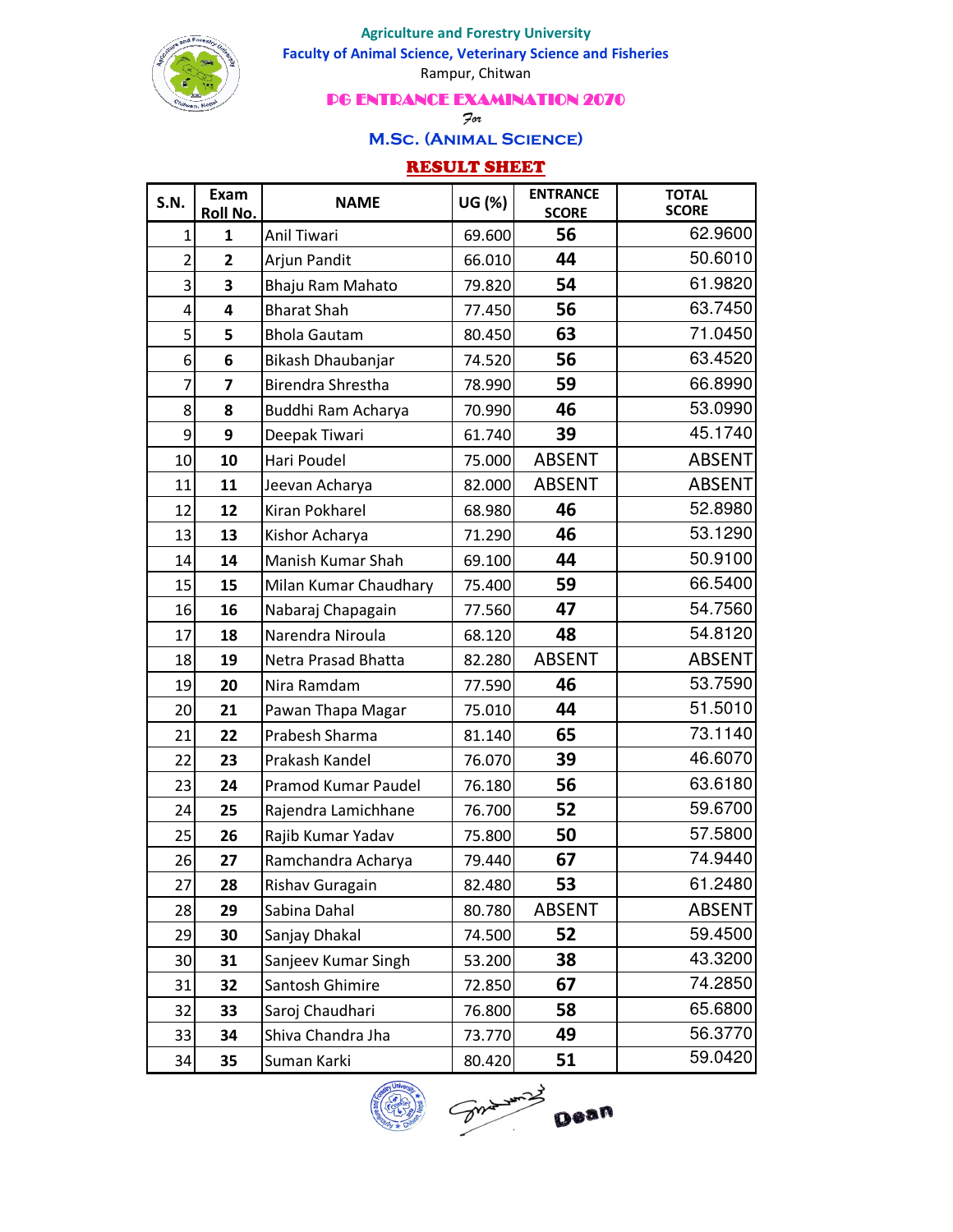Agriculture and Forestry University

Faculty of Animal Science, Veterinary Science and Fisheries

Rampur, Chitwan

# PG ENTRANCE EXAMINATION 2070

*For*

## M.Sc. (Animal Science)

## RESULT SHEET

| S.N. | Exam Roll No. | NAME | UG (%) | ENTRANCE SCORE | TOTAL SCORE |
|---|---|---|---|---|---|
| 1 | 1 | Anil Tiwari | 69.600 | 56 | 62.9600 |
| 2 | 2 | Arjun Pandit | 66.010 | 44 | 50.6010 |
| 3 | 3 | Bhaju Ram Mahato | 79.820 | 54 | 61.9820 |
| 4 | 4 | Bharat Shah | 77.450 | 56 | 63.7450 |
| 5 | 5 | Bhola Gautam | 80.450 | 63 | 71.0450 |
| 6 | 6 | Bikash Dhaubanjar | 74.520 | 56 | 63.4520 |
| 7 | 7 | Birendra Shrestha | 78.990 | 59 | 66.8990 |
| 8 | 8 | Buddhi Ram Acharya | 70.990 | 46 | 53.0990 |
| 9 | 9 | Deepak Tiwari | 61.740 | 39 | 45.1740 |
| 10 | 10 | Hari Poudel | 75.000 | ABSENT | ABSENT |
| 11 | 11 | Jeevan Acharya | 82.000 | ABSENT | ABSENT |
| 12 | 12 | Kiran Pokharel | 68.980 | 46 | 52.8980 |
| 13 | 13 | Kishor Acharya | 71.290 | 46 | 53.1290 |
| 14 | 14 | Manish Kumar Shah | 69.100 | 44 | 50.9100 |
| 15 | 15 | Milan Kumar Chaudhary | 75.400 | 59 | 66.5400 |
| 16 | 16 | Nabaraj Chapagain | 77.560 | 47 | 54.7560 |
| 17 | 18 | Narendra Niroula | 68.120 | 48 | 54.8120 |
| 18 | 19 | Netra Prasad Bhatta | 82.280 | ABSENT | ABSENT |
| 19 | 20 | Nira Ramdam | 77.590 | 46 | 53.7590 |
| 20 | 21 | Pawan Thapa Magar | 75.010 | 44 | 51.5010 |
| 21 | 22 | Prabesh Sharma | 81.140 | 65 | 73.1140 |
| 22 | 23 | Prakash Kandel | 76.070 | 39 | 46.6070 |
| 23 | 24 | Pramod Kumar Paudel | 76.180 | 56 | 63.6180 |
| 24 | 25 | Rajendra Lamichhane | 76.700 | 52 | 59.6700 |
| 25 | 26 | Rajib Kumar Yadav | 75.800 | 50 | 57.5800 |
| 26 | 27 | Ramchandra Acharya | 79.440 | 67 | 74.9440 |
| 27 | 28 | Rishav Guragain | 82.480 | 53 | 61.2480 |
| 28 | 29 | Sabina Dahal | 80.780 | ABSENT | ABSENT |
| 29 | 30 | Sanjay Dhakal | 74.500 | 52 | 59.4500 |
| 30 | 31 | Sanjeev Kumar Singh | 53.200 | 38 | 43.3200 |
| 31 | 32 | Santosh Ghimire | 72.850 | 67 | 74.2850 |
| 32 | 33 | Saroj Chaudhari | 76.800 | 58 | 65.6800 |
| 33 | 34 | Shiva Chandra Jha | 73.770 | 49 | 56.3770 |
| 34 | 35 | Suman Karki | 80.420 | 51 | 59.0420 |

Dean